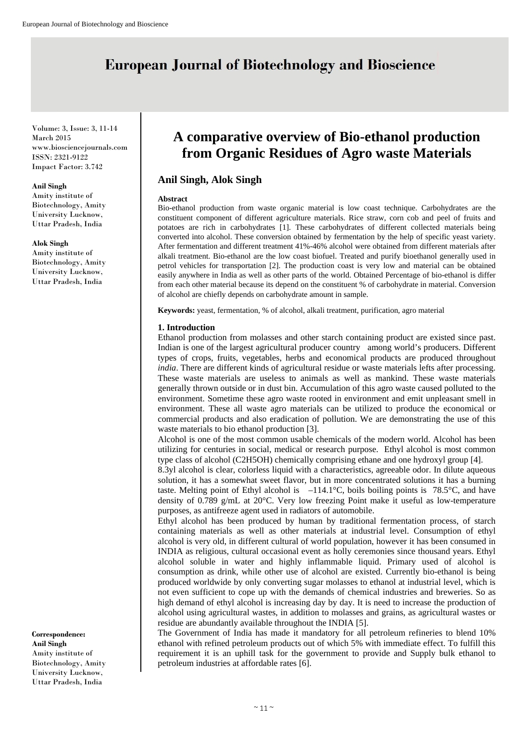# A comparative overview of Bio-ethanol production from Organic Residues of Agro waste Materials

**Anil Singh, Alok Singh**

**Anil Singh**
Amity institute of Biotechnology, Amity University Lucknow, Uttar Pradesh, India

**Alok Singh**
Amity institute of Biotechnology, Amity University Lucknow, Uttar Pradesh, India

**Correspondence:**
**Anil Singh**
Amity institute of Biotechnology, Amity University Lucknow, Uttar Pradesh, India

### Abstract

Bio-ethanol production from waste organic material is low coast technique. Carbohydrates are the constituent component of different agriculture materials. Rice straw, corn cob and peel of fruits and potatoes are rich in carbohydrates [1]. These carbohydrates of different collected materials being converted into alcohol. These conversion obtained by fermentation by the help of specific yeast variety. After fermentation and different treatment 41%-46% alcohol were obtained from different materials after alkali treatment. Bio-ethanol are the low coast biofuel. Treated and purify bioethanol generally used in petrol vehicles for transportation [2]. The production coast is very low and material can be obtained easily anywhere in India as well as other parts of the world. Obtained Percentage of bio-ethanol is differ from each other material because its depend on the constituent % of carbohydrate in material. Conversion of alcohol are chiefly depends on carbohydrate amount in sample.

**Keywords:** yeast, fermentation, % of alcohol, alkali treatment, purification, agro material

## 1. Introduction

Ethanol production from molasses and other starch containing product are existed since past. Indian is one of the largest agricultural producer country among world's producers. Different types of crops, fruits, vegetables, herbs and economical products are produced throughout *india*. There are different kinds of agricultural residue or waste materials lefts after processing. These waste materials are useless to animals as well as mankind. These waste materials generally thrown outside or in dust bin. Accumulation of this agro waste caused polluted to the environment. Sometime these agro waste rooted in environment and emit unpleasant smell in environment. These all waste agro materials can be utilized to produce the economical or commercial products and also eradication of pollution. We are demonstrating the use of this waste materials to bio ethanol production [3].

Alcohol is one of the most common usable chemicals of the modern world. Alcohol has been utilizing for centuries in social, medical or research purpose. Ethyl alcohol is most common type class of alcohol ($C_2H_5OH$) chemically comprising ethane and one hydroxyl group [4].

8.3yl alcohol is clear, colorless liquid with a characteristics, agreeable odor. In dilute aqueous solution, it has a somewhat sweet flavor, but in more concentrated solutions it has a burning taste. Melting point of Ethyl alcohol is –114.1°C, boils boiling points is 78.5°C, and have density of 0.789 g/mL at 20°C. Very low freezing Point make it useful as low-temperature purposes, as antifreeze agent used in radiators of automobile.

Ethyl alcohol has been produced by human by traditional fermentation process, of starch containing materials as well as other materials at industrial level. Consumption of ethyl alcohol is very old, in different cultural of world population, however it has been consumed in INDIA as religious, cultural occasional event as holly ceremonies since thousand years. Ethyl alcohol soluble in water and highly inflammable liquid. Primary used of alcohol is consumption as drink, while other use of alcohol are existed. Currently bio-ethanol is being produced worldwide by only converting sugar molasses to ethanol at industrial level, which is not even sufficient to cope up with the demands of chemical industries and breweries. So as high demand of ethyl alcohol is increasing day by day. It is need to increase the production of alcohol using agricultural wastes, in addition to molasses and grains, as agricultural wastes or residue are abundantly available throughout the INDIA [5].

The Government of India has made it mandatory for all petroleum refineries to blend 10% ethanol with refined petroleum products out of which 5% with immediate effect. To fulfill this requirement it is an uphill task for the government to provide and Supply bulk ethanol to petroleum industries at affordable rates [6].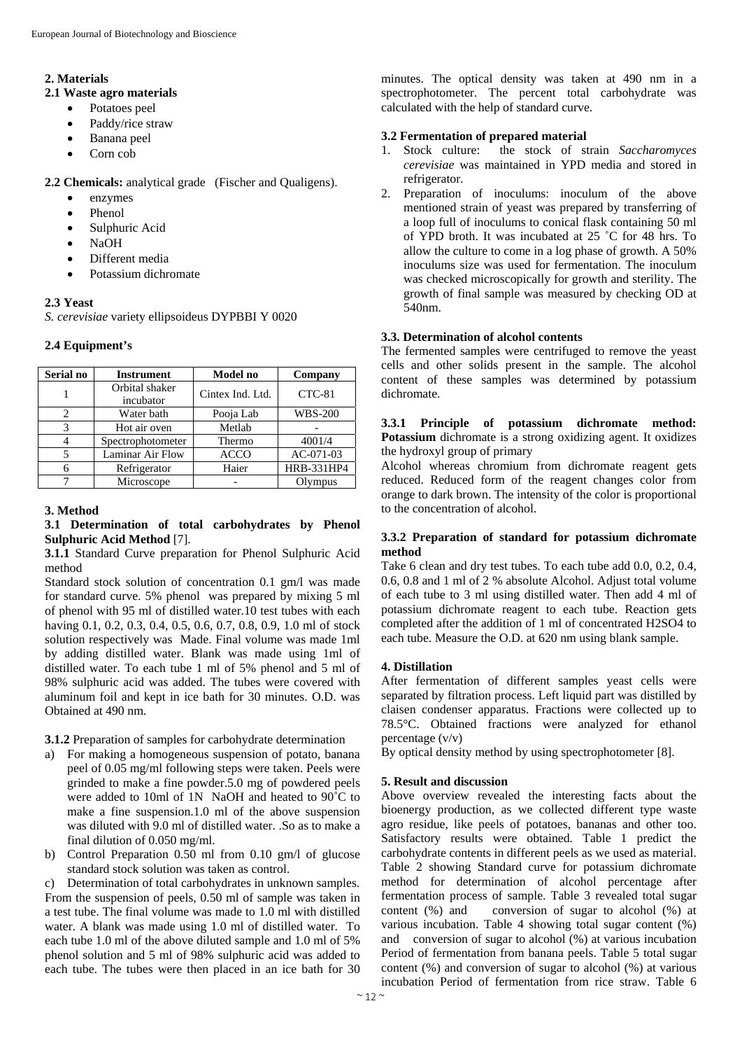## 2. Materials

### 2.1 Waste agro materials

- Potatoes peel
- Paddy/rice straw
- Banana peel
- Corn cob

**2.2 Chemicals:** analytical grade (Fischer and Qualigens).

- enzymes
- Phenol
- Sulphuric Acid
- NaOH
- Different media
- Potassium dichromate

### 2.3 Yeast

*S. cerevisiae* variety ellipsoideus DYPBBI Y 0020

### 2.4 Equipment's

| Serial no | Instrument | Model no | Company |
|---|---|---|---|
| 1 | Orbital shaker incubator | Cintex Ind. Ltd. | CTC-81 |
| 2 | Water bath | Pooja Lab | WBS-200 |
| 3 | Hot air oven | Metlab | - |
| 4 | Spectrophotometer | Thermo | 4001/4 |
| 5 | Laminar Air Flow | ACCO | AC-071-03 |
| 6 | Refrigerator | Haier | HRB-331HP4 |
| 7 | Microscope | - | Olympus |

## 3. Method

### 3.1 Determination of total carbohydrates by Phenol Sulphuric Acid Method [7].

**3.1.1** Standard Curve preparation for Phenol Sulphuric Acid method

Standard stock solution of concentration 0.1 gm/l was made for standard curve. 5% phenol was prepared by mixing 5 ml of phenol with 95 ml of distilled water.10 test tubes with each having 0.1, 0.2, 0.3, 0.4, 0.5, 0.6, 0.7, 0.8, 0.9, 1.0 ml of stock solution respectively was Made. Final volume was made 1ml by adding distilled water. Blank was made using 1ml of distilled water. To each tube 1 ml of 5% phenol and 5 ml of 98% sulphuric acid was added. The tubes were covered with aluminum foil and kept in ice bath for 30 minutes. O.D. was Obtained at 490 nm.

**3.1.2** Preparation of samples for carbohydrate determination

a) For making a homogeneous suspension of potato, banana peel of 0.05 mg/ml following steps were taken. Peels were grinded to make a fine powder.5.0 mg of powdered peels were added to 10ml of 1N NaOH and heated to 90˚C to make a fine suspension.1.0 ml of the above suspension was diluted with 9.0 ml of distilled water. .So as to make a final dilution of 0.050 mg/ml.

b) Control Preparation 0.50 ml from 0.10 gm/l of glucose standard stock solution was taken as control.

c) Determination of total carbohydrates in unknown samples. From the suspension of peels, 0.50 ml of sample was taken in a test tube. The final volume was made to 1.0 ml with distilled water. A blank was made using 1.0 ml of distilled water. To each tube 1.0 ml of the above diluted sample and 1.0 ml of 5% phenol solution and 5 ml of 98% sulphuric acid was added to each tube. The tubes were then placed in an ice bath for 30 minutes. The optical density was taken at 490 nm in a spectrophotometer. The percent total carbohydrate was calculated with the help of standard curve.

### 3.2 Fermentation of prepared material

1. Stock culture: the stock of strain *Saccharomyces cerevisiae* was maintained in YPD media and stored in refrigerator.
2. Preparation of inoculums: inoculum of the above mentioned strain of yeast was prepared by transferring of a loop full of inoculums to conical flask containing 50 ml of YPD broth. It was incubated at 25 ˚C for 48 hrs. To allow the culture to come in a log phase of growth. A 50% inoculums size was used for fermentation. The inoculum was checked microscopically for growth and sterility. The growth of final sample was measured by checking OD at 540nm.

### 3.3. Determination of alcohol contents

The fermented samples were centrifuged to remove the yeast cells and other solids present in the sample. The alcohol content of these samples was determined by potassium dichromate.

**3.3.1 Principle of potassium dichromate method: Potassium** dichromate is a strong oxidizing agent. It oxidizes the hydroxyl group of primary

Alcohol whereas chromium from dichromate reagent gets reduced. Reduced form of the reagent changes color from orange to dark brown. The intensity of the color is proportional to the concentration of alcohol.

### 3.3.2 Preparation of standard for potassium dichromate method

Take 6 clean and dry test tubes. To each tube add 0.0, 0.2, 0.4, 0.6, 0.8 and 1 ml of 2 % absolute Alcohol. Adjust total volume of each tube to 3 ml using distilled water. Then add 4 ml of potassium dichromate reagent to each tube. Reaction gets completed after the addition of 1 ml of concentrated $H_2SO_4$ to each tube. Measure the O.D. at 620 nm using blank sample.

## 4. Distillation

After fermentation of different samples yeast cells were separated by filtration process. Left liquid part was distilled by claisen condenser apparatus. Fractions were collected up to 78.5°C. Obtained fractions were analyzed for ethanol percentage (v/v)

By optical density method by using spectrophotometer [8].

## 5. Result and discussion

Above overview revealed the interesting facts about the bioenergy production, as we collected different type waste agro residue, like peels of potatoes, bananas and other too. Satisfactory results were obtained. Table 1 predict the carbohydrate contents in different peels as we used as material. Table 2 showing Standard curve for potassium dichromate method for determination of alcohol percentage after fermentation process of sample. Table 3 revealed total sugar content (%) and conversion of sugar to alcohol (%) at various incubation. Table 4 showing total sugar content (%) and conversion of sugar to alcohol (%) at various incubation Period of fermentation from banana peels. Table 5 total sugar content (%) and conversion of sugar to alcohol (%) at various incubation Period of fermentation from rice straw. Table 6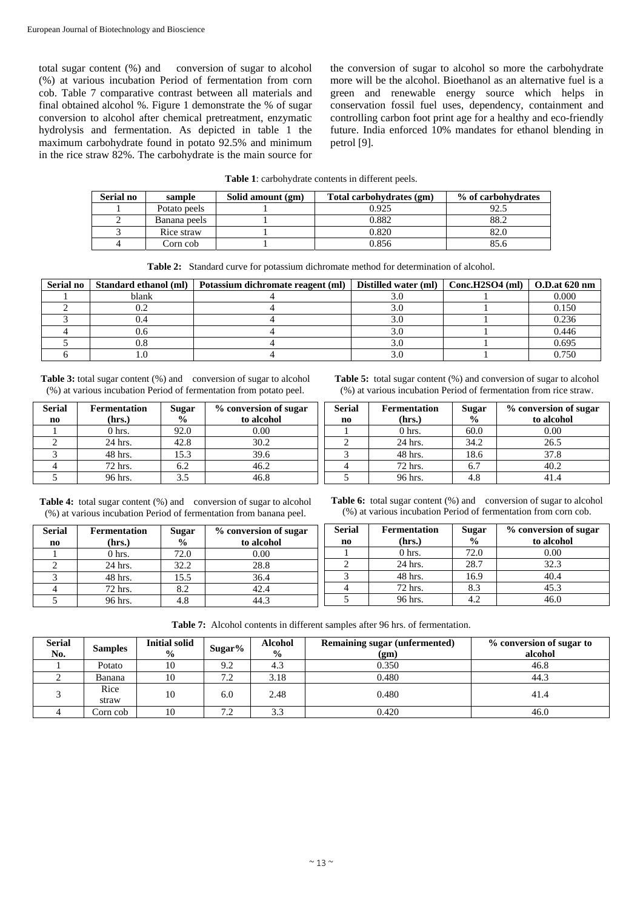total sugar content (%) and conversion of sugar to alcohol (%) at various incubation Period of fermentation from corn cob. Table 7 comparative contrast between all materials and final obtained alcohol %. Figure 1 demonstrate the % of sugar conversion to alcohol after chemical pretreatment, enzymatic hydrolysis and fermentation. As depicted in table 1 the maximum carbohydrate found in potato 92.5% and minimum in the rice straw 82%. The carbohydrate is the main source for the conversion of sugar to alcohol so more the carbohydrate more will be the alcohol. Bioethanol as an alternative fuel is a green and renewable energy source which helps in conservation fossil fuel uses, dependency, containment and controlling carbon foot print age for a healthy and eco-friendly future. India enforced 10% mandates for ethanol blending in petrol [9].

**Table 1**: carbohydrate contents in different peels.

| Serial no | sample | Solid amount (gm) | Total carbohydrates (gm) | % of carbohydrates |
|---|---|---|---|---|
| 1 | Potato peels | 1 | 0.925 | 92.5 |
| 2 | Banana peels | 1 | 0.882 | 88.2 |
| 3 | Rice straw | 1 | 0.820 | 82.0 |
| 4 | Corn cob | 1 | 0.856 | 85.6 |

**Table 2:** Standard curve for potassium dichromate method for determination of alcohol.

| Serial no | Standard ethanol (ml) | Potassium dichromate reagent (ml) | Distilled water (ml) | Conc.$H_2SO_4$ (ml) | O.D.at 620 nm |
|---|---|---|---|---|---|
| 1 | blank | 4 | 3.0 | 1 | 0.000 |
| 2 | 0.2 | 4 | 3.0 | 1 | 0.150 |
| 3 | 0.4 | 4 | 3.0 | 1 | 0.236 |
| 4 | 0.6 | 4 | 3.0 | 1 | 0.446 |
| 5 | 0.8 | 4 | 3.0 | 1 | 0.695 |
| 6 | 1.0 | 4 | 3.0 | 1 | 0.750 |

**Table 3:** total sugar content (%) and conversion of sugar to alcohol (%) at various incubation Period of fermentation from potato peel.

| Serial no | Fermentation (hrs.) | Sugar % | % conversion of sugar to alcohol |
|---|---|---|---|
| 1 | 0 hrs. | 92.0 | 0.00 |
| 2 | 24 hrs. | 42.8 | 30.2 |
| 3 | 48 hrs. | 15.3 | 39.6 |
| 4 | 72 hrs. | 6.2 | 46.2 |
| 5 | 96 hrs. | 3.5 | 46.8 |

**Table 4:** total sugar content (%) and conversion of sugar to alcohol (%) at various incubation Period of fermentation from banana peel.

| Serial no | Fermentation (hrs.) | Sugar % | % conversion of sugar to alcohol |
|---|---|---|---|
| 1 | 0 hrs. | 72.0 | 0.00 |
| 2 | 24 hrs. | 32.2 | 28.8 |
| 3 | 48 hrs. | 15.5 | 36.4 |
| 4 | 72 hrs. | 8.2 | 42.4 |
| 5 | 96 hrs. | 4.8 | 44.3 |

**Table 5:** total sugar content (%) and conversion of sugar to alcohol (%) at various incubation Period of fermentation from rice straw.

| Serial no | Fermentation (hrs.) | Sugar % | % conversion of sugar to alcohol |
|---|---|---|---|
| 1 | 0 hrs. | 60.0 | 0.00 |
| 2 | 24 hrs. | 34.2 | 26.5 |
| 3 | 48 hrs. | 18.6 | 37.8 |
| 4 | 72 hrs. | 6.7 | 40.2 |
| 5 | 96 hrs. | 4.8 | 41.4 |

**Table 6:** total sugar content (%) and conversion of sugar to alcohol (%) at various incubation Period of fermentation from corn cob.

| Serial no | Fermentation (hrs.) | Sugar % | % conversion of sugar to alcohol |
|---|---|---|---|
| 1 | 0 hrs. | 72.0 | 0.00 |
| 2 | 24 hrs. | 28.7 | 32.3 |
| 3 | 48 hrs. | 16.9 | 40.4 |
| 4 | 72 hrs. | 8.3 | 45.3 |
| 5 | 96 hrs. | 4.2 | 46.0 |

**Table 7:** Alcohol contents in different samples after 96 hrs. of fermentation.

| Serial No. | Samples | Initial solid % | Sugar% | Alcohol % | Remaining sugar (unfermented) (gm) | % conversion of sugar to alcohol |
|---|---|---|---|---|---|---|
| 1 | Potato | 10 | 9.2 | 4.3 | 0.350 | 46.8 |
| 2 | Banana | 10 | 7.2 | 3.18 | 0.480 | 44.3 |
| 3 | Rice straw | 10 | 6.0 | 2.48 | 0.480 | 41.4 |
| 4 | Corn cob | 10 | 7.2 | 3.3 | 0.420 | 46.0 |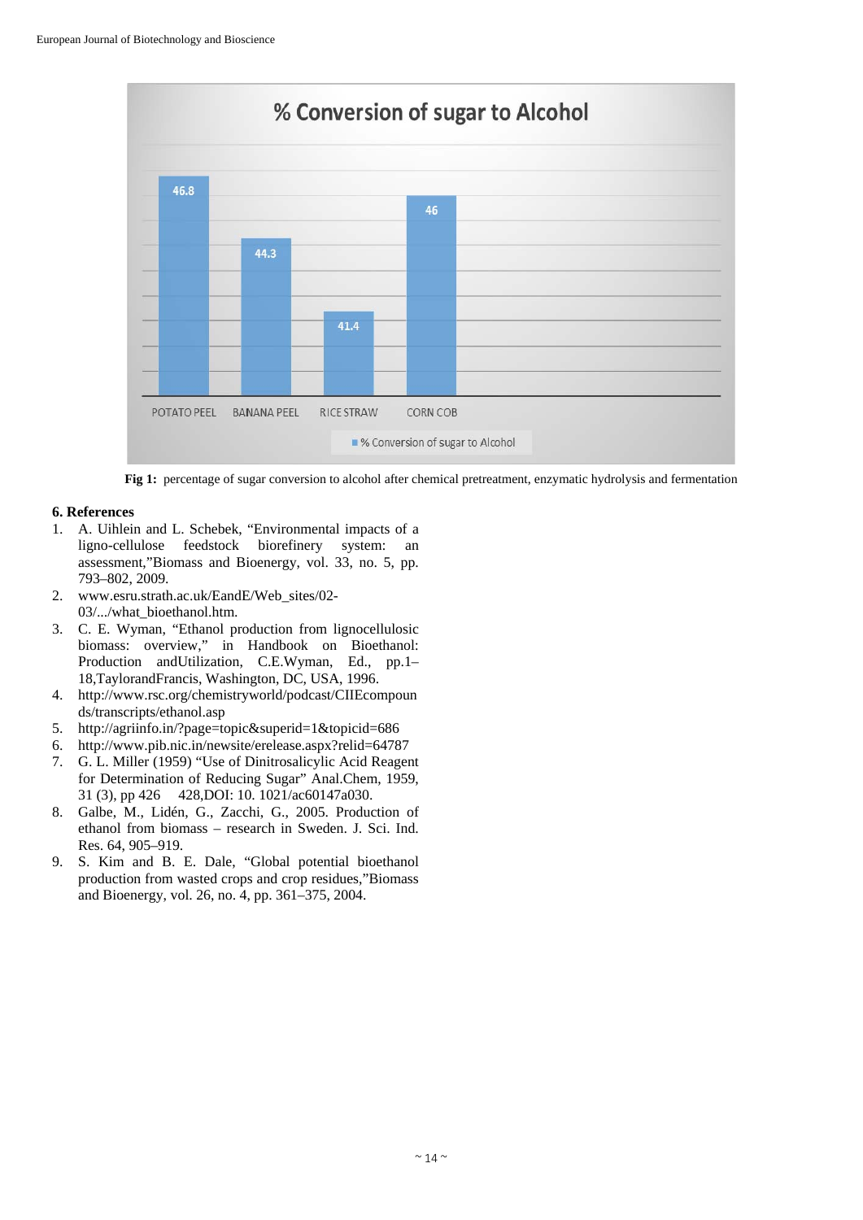% Conversion of sugar to Alcohol

46.8

44.3

41.4

46

POTATO PEEL

BANANA PEEL

RICE STRAW

CORN COB

% Conversion of sugar to Alcohol

**Fig 1:** percentage of sugar conversion to alcohol after chemical pretreatment, enzymatic hydrolysis and fermentation

## 6. References

1. A. Uihlein and L. Schebek, "Environmental impacts of a ligno-cellulose feedstock biorefinery system: an assessment,"Biomass and Bioenergy, vol. 33, no. 5, pp. 793–802, 2009.
2. www.esru.strath.ac.uk/EandE/Web_sites/02-03/.../what_bioethanol.htm.
3. C. E. Wyman, "Ethanol production from lignocellulosic biomass: overview," in Handbook on Bioethanol: Production andUtilization, C.E.Wyman, Ed., pp.1–18,TaylorandFrancis, Washington, DC, USA, 1996.
4. http://www.rsc.org/chemistryworld/podcast/CIIEcompounds/transcripts/ethanol.asp
5. http://agriinfo.in/?page=topic&superid=1&topicid=686
6. http://www.pib.nic.in/newsite/erelease.aspx?relid=64787
7. G. L. Miller (1959) "Use of Dinitrosalicylic Acid Reagent for Determination of Reducing Sugar" Anal.Chem, 1959, 31 (3), pp 426 428,DOI: 10. 1021/ac60147a030.
8. Galbe, M., Lidén, G., Zacchi, G., 2005. Production of ethanol from biomass – research in Sweden. J. Sci. Ind. Res. 64, 905–919.
9. S. Kim and B. E. Dale, "Global potential bioethanol production from wasted crops and crop residues,"Biomass and Bioenergy, vol. 26, no. 4, pp. 361–375, 2004.